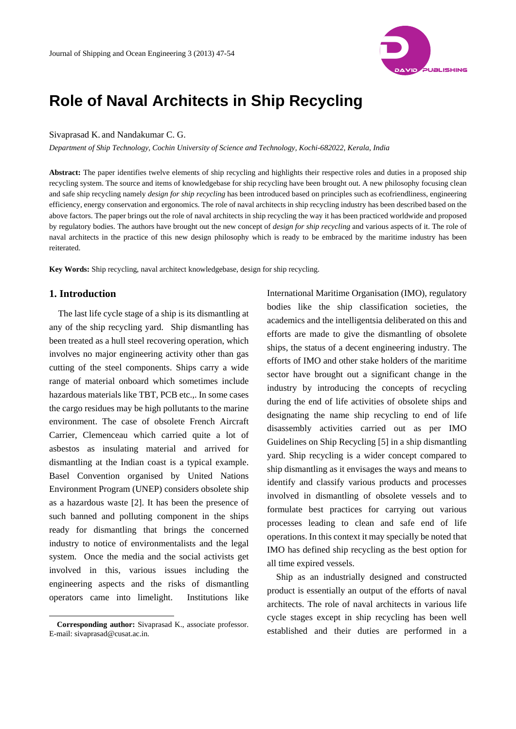# Role of Naval Architects in Ship Recycling

Sivaprasad K. and Nandakumar C. G.

*Department of Ship Technology, Cochin University of Science and Technology, Kochi-682022, Kerala, India*

**Abstract:** The paper identifies twelve elements of ship recycling and highlights their respective roles and duties in a proposed ship recycling system. The source and items of knowledgebase for ship recycling have been brought out. A new philosophy focusing clean and safe ship recycling namely *design for ship recycling* has been introduced based on principles such as ecofriendliness, engineering efficiency, energy conservation and ergonomics. The role of naval architects in ship recycling industry has been described based on the above factors. The paper brings out the role of naval architects in ship recycling the way it has been practiced worldwide and proposed by regulatory bodies. The authors have brought out the new concept of *design for ship recycling* and various aspects of it. The role of naval architects in the practice of this new design philosophy which is ready to be embraced by the maritime industry has been reiterated.

**Key Words:** Ship recycling, naval architect knowledgebase, design for ship recycling.

## 1. Introduction

The last life cycle stage of a ship is its dismantling at any of the ship recycling yard. Ship dismantling has been treated as a hull steel recovering operation, which involves no major engineering activity other than gas cutting of the steel components. Ships carry a wide range of material onboard which sometimes include hazardous materials like TBT, PCB etc.,. In some cases the cargo residues may be high pollutants to the marine environment. The case of obsolete French Aircraft Carrier, Clemenceau which carried quite a lot of asbestos as insulating material and arrived for dismantling at the Indian coast is a typical example. Basel Convention organised by United Nations Environment Program (UNEP) considers obsolete ship as a hazardous waste [2]. It has been the presence of such banned and polluting component in the ships ready for dismantling that brings the concerned industry to notice of environmentalists and the legal system. Once the media and the social activists get involved in this, various issues including the engineering aspects and the risks of dismantling operators came into limelight. Institutions like International Maritime Organisation (IMO), regulatory bodies like the ship classification societies, the academics and the intelligentsia deliberated on this and efforts are made to give the dismantling of obsolete ships, the status of a decent engineering industry. The efforts of IMO and other stake holders of the maritime sector have brought out a significant change in the industry by introducing the concepts of recycling during the end of life activities of obsolete ships and designating the name ship recycling to end of life disassembly activities carried out as per IMO Guidelines on Ship Recycling [5] in a ship dismantling yard. Ship recycling is a wider concept compared to ship dismantling as it envisages the ways and means to identify and classify various products and processes involved in dismantling of obsolete vessels and to formulate best practices for carrying out various processes leading to clean and safe end of life operations. In this context it may specially be noted that IMO has defined ship recycling as the best option for all time expired vessels.

Ship as an industrially designed and constructed product is essentially an output of the efforts of naval architects. The role of naval architects in various life cycle stages except in ship recycling has been well established and their duties are performed in a

**Corresponding author:** Sivaprasad K., associate professor. E-mail: sivaprasad@cusat.ac.in.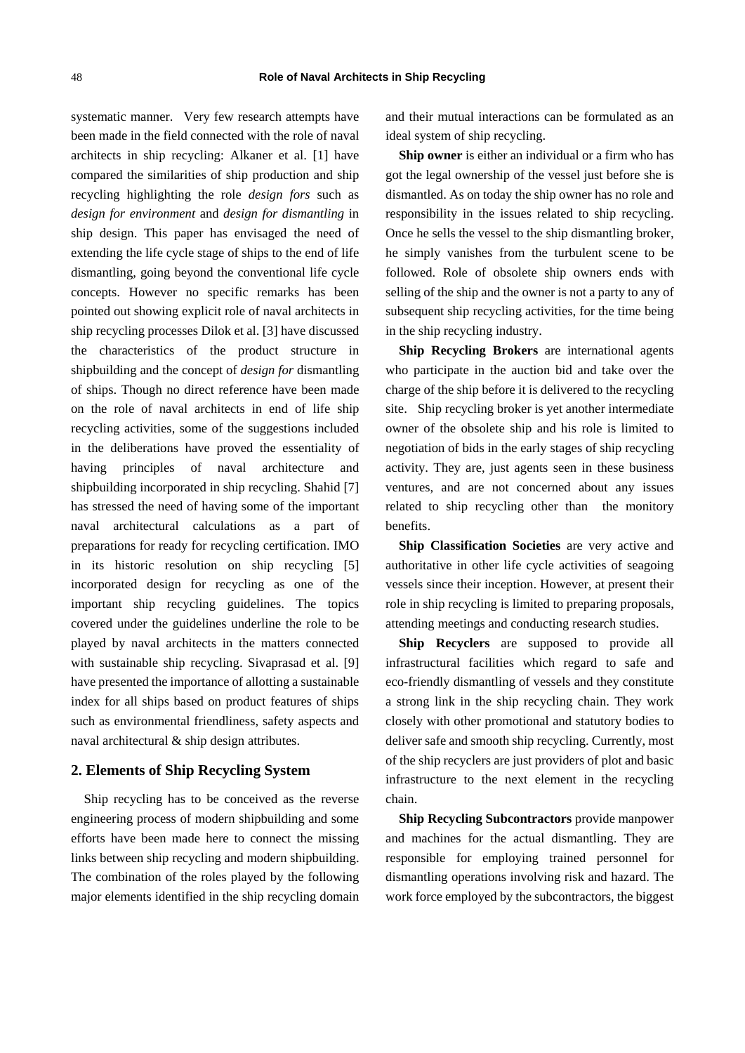systematic manner. Very few research attempts have been made in the field connected with the role of naval architects in ship recycling: Alkaner et al. [1] have compared the similarities of ship production and ship recycling highlighting the role *design fors* such as *design for environment* and *design for dismantling* in ship design. This paper has envisaged the need of extending the life cycle stage of ships to the end of life dismantling, going beyond the conventional life cycle concepts. However no specific remarks has been pointed out showing explicit role of naval architects in ship recycling processes Dilok et al. [3] have discussed the characteristics of the product structure in shipbuilding and the concept of *design for* dismantling of ships. Though no direct reference have been made on the role of naval architects in end of life ship recycling activities, some of the suggestions included in the deliberations have proved the essentiality of having principles of naval architecture and shipbuilding incorporated in ship recycling. Shahid [7] has stressed the need of having some of the important naval architectural calculations as a part of preparations for ready for recycling certification. IMO in its historic resolution on ship recycling [5] incorporated design for recycling as one of the important ship recycling guidelines. The topics covered under the guidelines underline the role to be played by naval architects in the matters connected with sustainable ship recycling. Sivaprasad et al. [9] have presented the importance of allotting a sustainable index for all ships based on product features of ships such as environmental friendliness, safety aspects and naval architectural & ship design attributes.

## 2. Elements of Ship Recycling System

Ship recycling has to be conceived as the reverse engineering process of modern shipbuilding and some efforts have been made here to connect the missing links between ship recycling and modern shipbuilding. The combination of the roles played by the following major elements identified in the ship recycling domain and their mutual interactions can be formulated as an ideal system of ship recycling.

**Ship owner** is either an individual or a firm who has got the legal ownership of the vessel just before she is dismantled. As on today the ship owner has no role and responsibility in the issues related to ship recycling. Once he sells the vessel to the ship dismantling broker, he simply vanishes from the turbulent scene to be followed. Role of obsolete ship owners ends with selling of the ship and the owner is not a party to any of subsequent ship recycling activities, for the time being in the ship recycling industry.

**Ship Recycling Brokers** are international agents who participate in the auction bid and take over the charge of the ship before it is delivered to the recycling site. Ship recycling broker is yet another intermediate owner of the obsolete ship and his role is limited to negotiation of bids in the early stages of ship recycling activity. They are, just agents seen in these business ventures, and are not concerned about any issues related to ship recycling other than the monitory benefits.

**Ship Classification Societies** are very active and authoritative in other life cycle activities of seagoing vessels since their inception. However, at present their role in ship recycling is limited to preparing proposals, attending meetings and conducting research studies.

**Ship Recyclers** are supposed to provide all infrastructural facilities which regard to safe and eco-friendly dismantling of vessels and they constitute a strong link in the ship recycling chain. They work closely with other promotional and statutory bodies to deliver safe and smooth ship recycling. Currently, most of the ship recyclers are just providers of plot and basic infrastructure to the next element in the recycling chain.

**Ship Recycling Subcontractors** provide manpower and machines for the actual dismantling. They are responsible for employing trained personnel for dismantling operations involving risk and hazard. The work force employed by the subcontractors, the biggest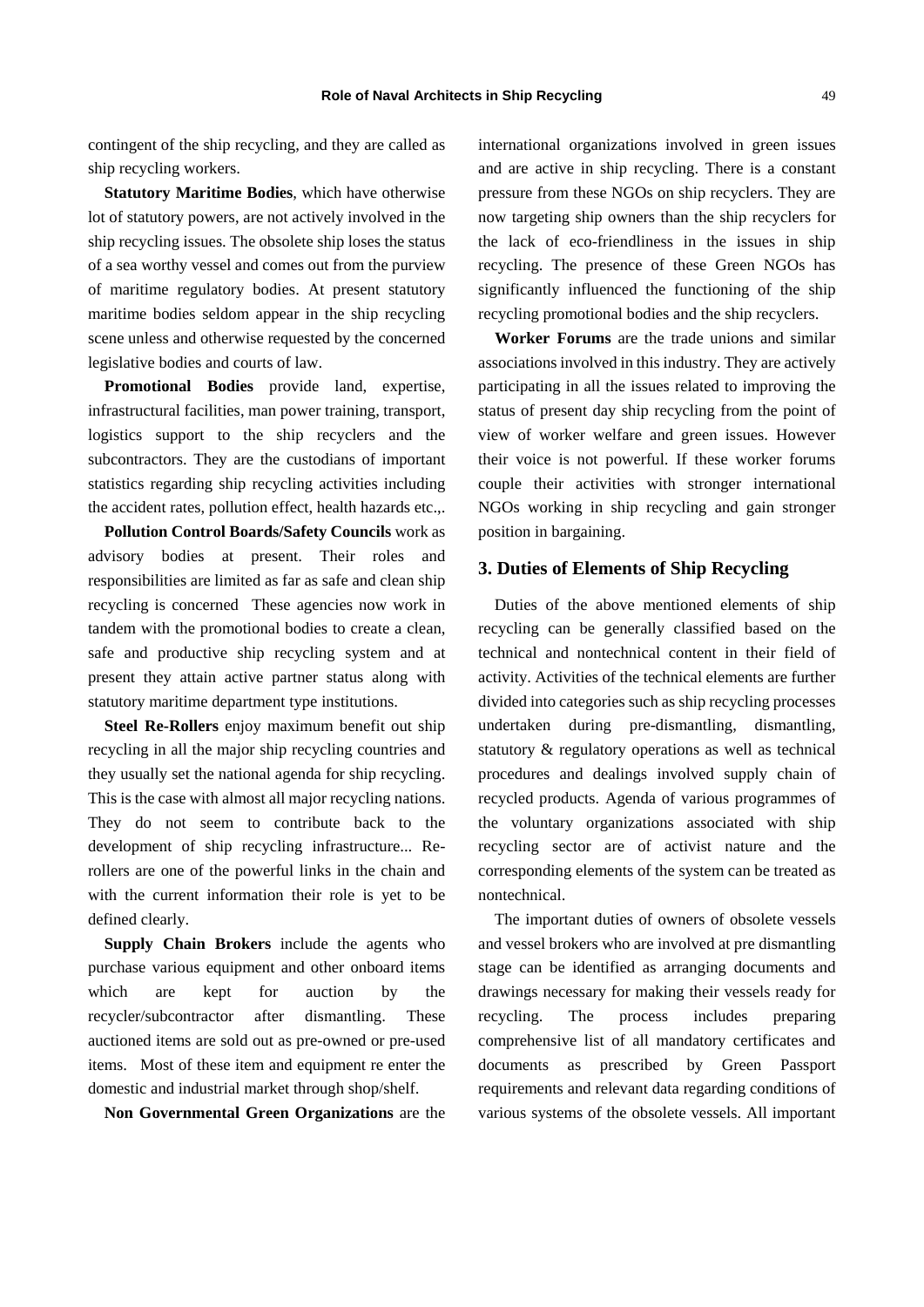contingent of the ship recycling, and they are called as ship recycling workers.

**Statutory Maritime Bodies**, which have otherwise lot of statutory powers, are not actively involved in the ship recycling issues. The obsolete ship loses the status of a sea worthy vessel and comes out from the purview of maritime regulatory bodies. At present statutory maritime bodies seldom appear in the ship recycling scene unless and otherwise requested by the concerned legislative bodies and courts of law.

**Promotional Bodies** provide land, expertise, infrastructural facilities, man power training, transport, logistics support to the ship recyclers and the subcontractors. They are the custodians of important statistics regarding ship recycling activities including the accident rates, pollution effect, health hazards etc.,.

**Pollution Control Boards/Safety Councils** work as advisory bodies at present. Their roles and responsibilities are limited as far as safe and clean ship recycling is concerned These agencies now work in tandem with the promotional bodies to create a clean, safe and productive ship recycling system and at present they attain active partner status along with statutory maritime department type institutions.

**Steel Re-Rollers** enjoy maximum benefit out ship recycling in all the major ship recycling countries and they usually set the national agenda for ship recycling. This is the case with almost all major recycling nations. They do not seem to contribute back to the development of ship recycling infrastructure... Re-rollers are one of the powerful links in the chain and with the current information their role is yet to be defined clearly.

**Supply Chain Brokers** include the agents who purchase various equipment and other onboard items which are kept for auction by the recycler/subcontractor after dismantling. These auctioned items are sold out as pre-owned or pre-used items. Most of these item and equipment re enter the domestic and industrial market through shop/shelf.

**Non Governmental Green Organizations** are the international organizations involved in green issues and are active in ship recycling. There is a constant pressure from these NGOs on ship recyclers. They are now targeting ship owners than the ship recyclers for the lack of eco-friendliness in the issues in ship recycling. The presence of these Green NGOs has significantly influenced the functioning of the ship recycling promotional bodies and the ship recyclers.

**Worker Forums** are the trade unions and similar associations involved in this industry. They are actively participating in all the issues related to improving the status of present day ship recycling from the point of view of worker welfare and green issues. However their voice is not powerful. If these worker forums couple their activities with stronger international NGOs working in ship recycling and gain stronger position in bargaining.

## 3. Duties of Elements of Ship Recycling

Duties of the above mentioned elements of ship recycling can be generally classified based on the technical and nontechnical content in their field of activity. Activities of the technical elements are further divided into categories such as ship recycling processes undertaken during pre-dismantling, dismantling, statutory & regulatory operations as well as technical procedures and dealings involved supply chain of recycled products. Agenda of various programmes of the voluntary organizations associated with ship recycling sector are of activist nature and the corresponding elements of the system can be treated as nontechnical.

The important duties of owners of obsolete vessels and vessel brokers who are involved at pre dismantling stage can be identified as arranging documents and drawings necessary for making their vessels ready for recycling. The process includes preparing comprehensive list of all mandatory certificates and documents as prescribed by Green Passport requirements and relevant data regarding conditions of various systems of the obsolete vessels. All important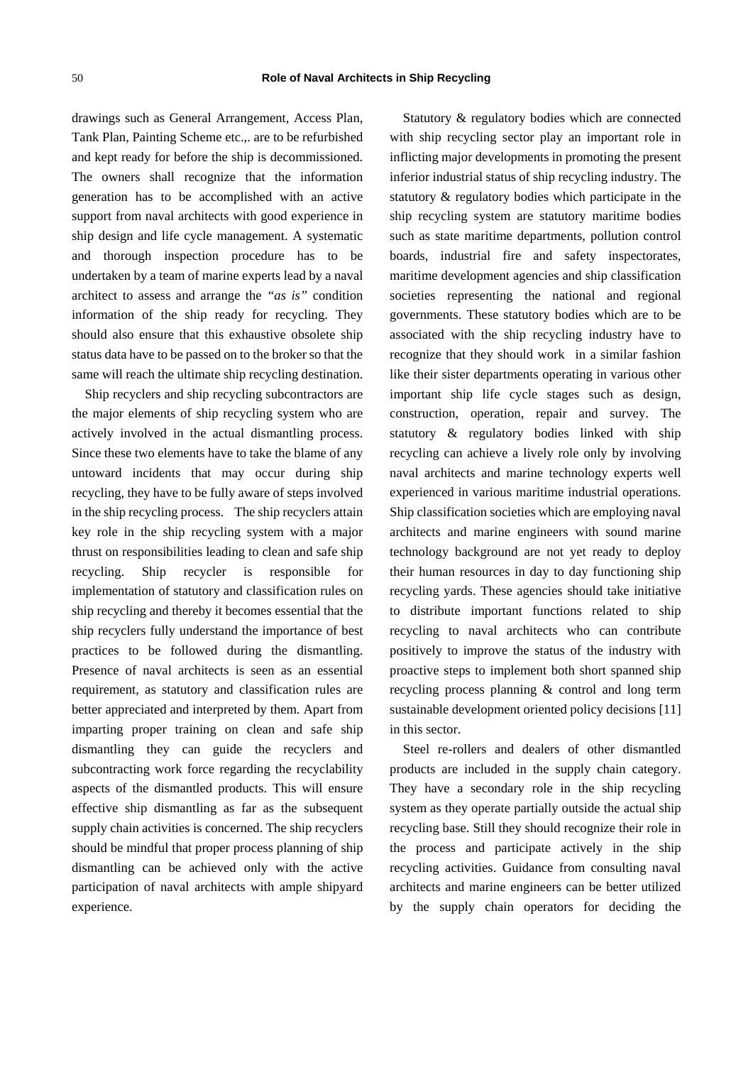drawings such as General Arrangement, Access Plan, Tank Plan, Painting Scheme etc.,. are to be refurbished and kept ready for before the ship is decommissioned. The owners shall recognize that the information generation has to be accomplished with an active support from naval architects with good experience in ship design and life cycle management. A systematic and thorough inspection procedure has to be undertaken by a team of marine experts lead by a naval architect to assess and arrange the *"as is"* condition information of the ship ready for recycling. They should also ensure that this exhaustive obsolete ship status data have to be passed on to the broker so that the same will reach the ultimate ship recycling destination.

Ship recyclers and ship recycling subcontractors are the major elements of ship recycling system who are actively involved in the actual dismantling process. Since these two elements have to take the blame of any untoward incidents that may occur during ship recycling, they have to be fully aware of steps involved in the ship recycling process. The ship recyclers attain key role in the ship recycling system with a major thrust on responsibilities leading to clean and safe ship recycling. Ship recycler is responsible for implementation of statutory and classification rules on ship recycling and thereby it becomes essential that the ship recyclers fully understand the importance of best practices to be followed during the dismantling. Presence of naval architects is seen as an essential requirement, as statutory and classification rules are better appreciated and interpreted by them. Apart from imparting proper training on clean and safe ship dismantling they can guide the recyclers and subcontracting work force regarding the recyclability aspects of the dismantled products. This will ensure effective ship dismantling as far as the subsequent supply chain activities is concerned. The ship recyclers should be mindful that proper process planning of ship dismantling can be achieved only with the active participation of naval architects with ample shipyard experience.

Statutory & regulatory bodies which are connected with ship recycling sector play an important role in inflicting major developments in promoting the present inferior industrial status of ship recycling industry. The statutory & regulatory bodies which participate in the ship recycling system are statutory maritime bodies such as state maritime departments, pollution control boards, industrial fire and safety inspectorates, maritime development agencies and ship classification societies representing the national and regional governments. These statutory bodies which are to be associated with the ship recycling industry have to recognize that they should work in a similar fashion like their sister departments operating in various other important ship life cycle stages such as design, construction, operation, repair and survey. The statutory & regulatory bodies linked with ship recycling can achieve a lively role only by involving naval architects and marine technology experts well experienced in various maritime industrial operations. Ship classification societies which are employing naval architects and marine engineers with sound marine technology background are not yet ready to deploy their human resources in day to day functioning ship recycling yards. These agencies should take initiative to distribute important functions related to ship recycling to naval architects who can contribute positively to improve the status of the industry with proactive steps to implement both short spanned ship recycling process planning & control and long term sustainable development oriented policy decisions [11] in this sector.

Steel re-rollers and dealers of other dismantled products are included in the supply chain category. They have a secondary role in the ship recycling system as they operate partially outside the actual ship recycling base. Still they should recognize their role in the process and participate actively in the ship recycling activities. Guidance from consulting naval architects and marine engineers can be better utilized by the supply chain operators for deciding the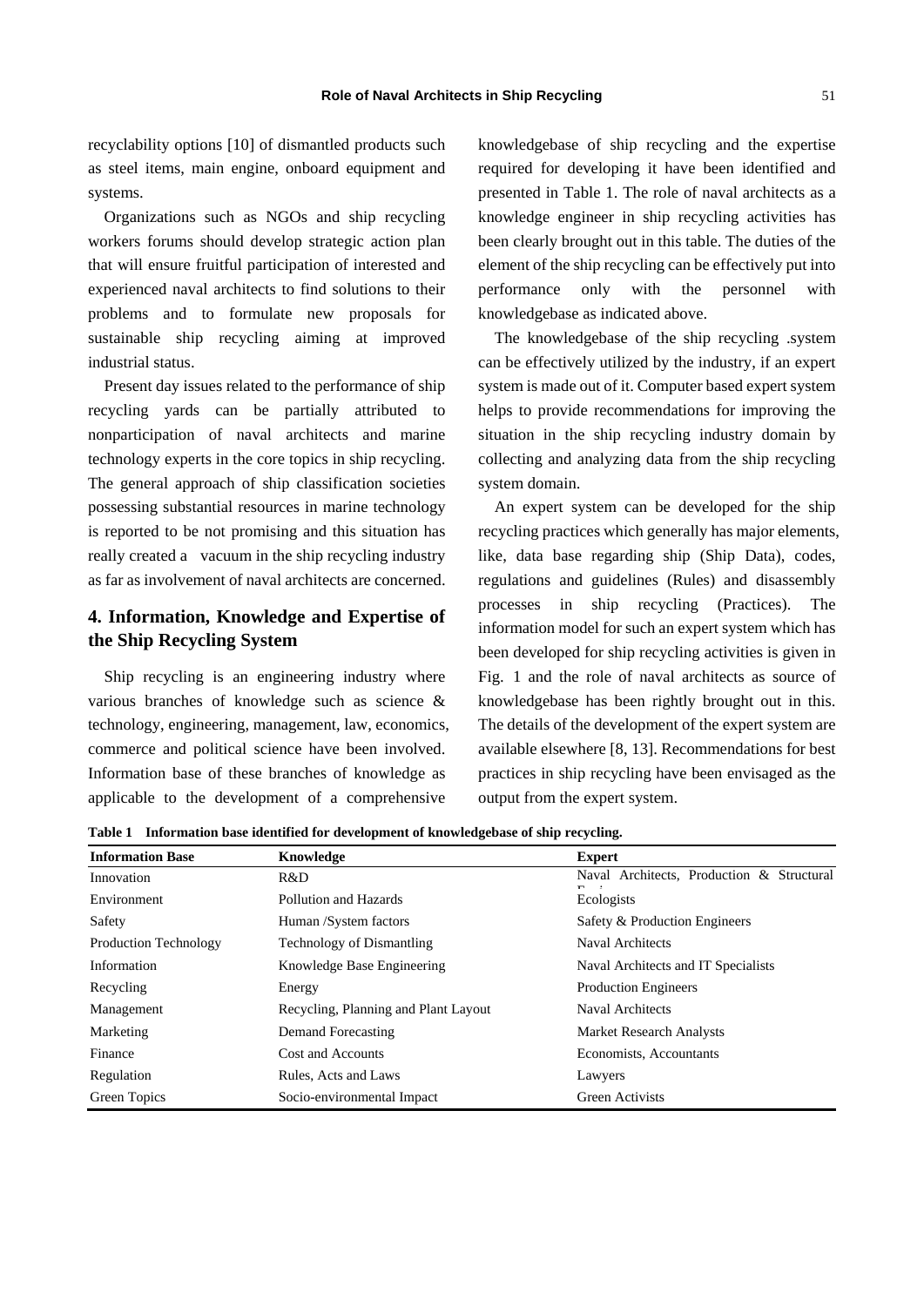recyclability options [10] of dismantled products such as steel items, main engine, onboard equipment and systems.

Organizations such as NGOs and ship recycling workers forums should develop strategic action plan that will ensure fruitful participation of interested and experienced naval architects to find solutions to their problems and to formulate new proposals for sustainable ship recycling aiming at improved industrial status.

Present day issues related to the performance of ship recycling yards can be partially attributed to nonparticipation of naval architects and marine technology experts in the core topics in ship recycling. The general approach of ship classification societies possessing substantial resources in marine technology is reported to be not promising and this situation has really created a vacuum in the ship recycling industry as far as involvement of naval architects are concerned.

## 4. Information, Knowledge and Expertise of the Ship Recycling System

Ship recycling is an engineering industry where various branches of knowledge such as science & technology, engineering, management, law, economics, commerce and political science have been involved. Information base of these branches of knowledge as applicable to the development of a comprehensive knowledgebase of ship recycling and the expertise required for developing it have been identified and presented in Table 1. The role of naval architects as a knowledge engineer in ship recycling activities has been clearly brought out in this table. The duties of the element of the ship recycling can be effectively put into performance only with the personnel with knowledgebase as indicated above.

The knowledgebase of the ship recycling .system can be effectively utilized by the industry, if an expert system is made out of it. Computer based expert system helps to provide recommendations for improving the situation in the ship recycling industry domain by collecting and analyzing data from the ship recycling system domain.

An expert system can be developed for the ship recycling practices which generally has major elements, like, data base regarding ship (Ship Data), codes, regulations and guidelines (Rules) and disassembly processes in ship recycling (Practices). The information model for such an expert system which has been developed for ship recycling activities is given in Fig. 1 and the role of naval architects as source of knowledgebase has been rightly brought out in this. The details of the development of the expert system are available elsewhere [8, 13]. Recommendations for best practices in ship recycling have been envisaged as the output from the expert system.

**Table 1 Information base identified for development of knowledgebase of ship recycling.**

| Information Base | Knowledge | Expert |
|---|---|---|
| Innovation | R&D | Naval Architects, Production & Structural Engineers |
| Environment | Pollution and Hazards | Ecologists |
| Safety | Human /System factors | Safety & Production Engineers |
| Production Technology | Technology of Dismantling | Naval Architects |
| Information | Knowledge Base Engineering | Naval Architects and IT Specialists |
| Recycling | Energy | Production Engineers |
| Management | Recycling, Planning and Plant Layout | Naval Architects |
| Marketing | Demand Forecasting | Market Research Analysts |
| Finance | Cost and Accounts | Economists, Accountants |
| Regulation | Rules, Acts and Laws | Lawyers |
| Green Topics | Socio-environmental Impact | Green Activists |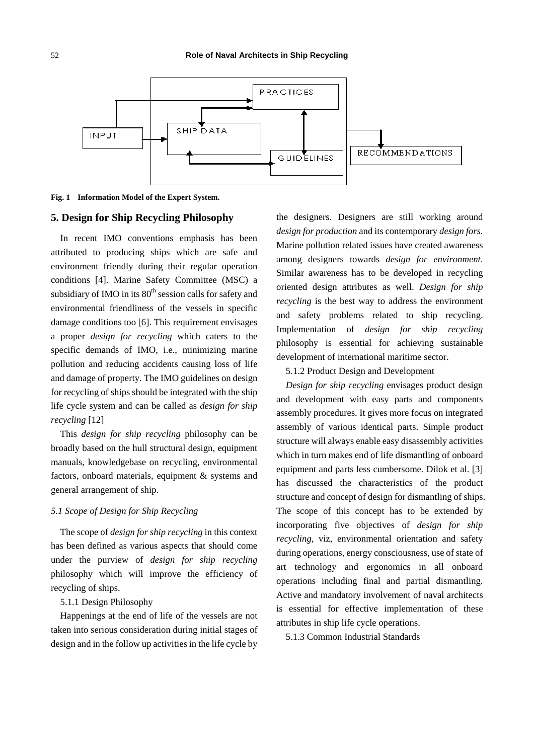Fig. 1 Information Model of the Expert System.

## 5. Design for Ship Recycling Philosophy

In recent IMO conventions emphasis has been attributed to producing ships which are safe and environment friendly during their regular operation conditions [4]. Marine Safety Committee (MSC) a subsidiary of IMO in its 80th session calls for safety and environmental friendliness of the vessels in specific damage conditions too [6]. This requirement envisages a proper *design for recycling* which caters to the specific demands of IMO, i.e., minimizing marine pollution and reducing accidents causing loss of life and damage of property. The IMO guidelines on design for recycling of ships should be integrated with the ship life cycle system and can be called as *design for ship recycling* [12]

This *design for ship recycling* philosophy can be broadly based on the hull structural design, equipment manuals, knowledgebase on recycling, environmental factors, onboard materials, equipment & systems and general arrangement of ship.

### *5.1 Scope of Design for Ship Recycling*

The scope of *design for ship recycling* in this context has been defined as various aspects that should come under the purview of *design for ship recycling* philosophy which will improve the efficiency of recycling of ships.

5.1.1 Design Philosophy

Happenings at the end of life of the vessels are not taken into serious consideration during initial stages of design and in the follow up activities in the life cycle by the designers. Designers are still working around *design for production* and its contemporary *design fors*. Marine pollution related issues have created awareness among designers towards *design for environment*. Similar awareness has to be developed in recycling oriented design attributes as well. *Design for ship recycling* is the best way to address the environment and safety problems related to ship recycling. Implementation of *design for ship recycling* philosophy is essential for achieving sustainable development of international maritime sector.

5.1.2 Product Design and Development

*Design for ship recycling* envisages product design and development with easy parts and components assembly procedures. It gives more focus on integrated assembly of various identical parts. Simple product structure will always enable easy disassembly activities which in turn makes end of life dismantling of onboard equipment and parts less cumbersome. Dilok et al. [3] has discussed the characteristics of the product structure and concept of design for dismantling of ships. The scope of this concept has to be extended by incorporating five objectives of *design for ship recycling*, viz, environmental orientation and safety during operations, energy consciousness, use of state of art technology and ergonomics in all onboard operations including final and partial dismantling. Active and mandatory involvement of naval architects is essential for effective implementation of these attributes in ship life cycle operations.

5.1.3 Common Industrial Standards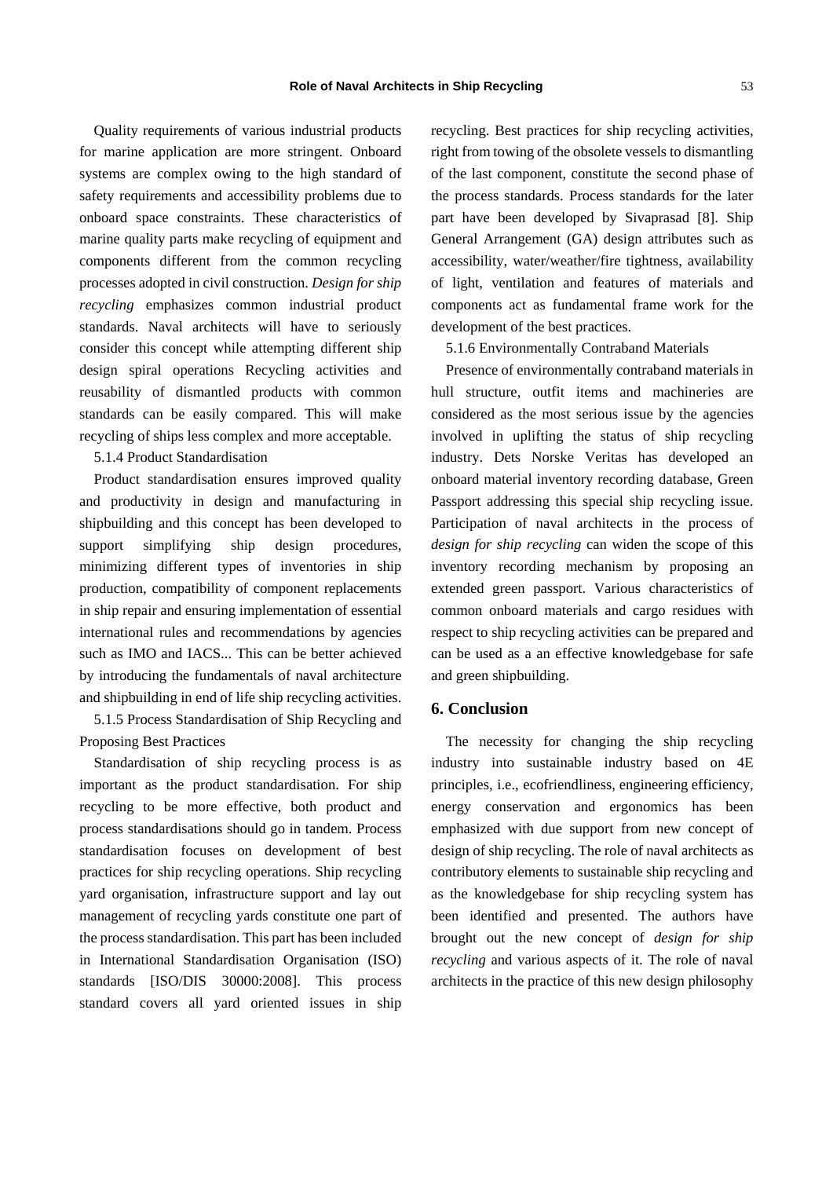Quality requirements of various industrial products for marine application are more stringent. Onboard systems are complex owing to the high standard of safety requirements and accessibility problems due to onboard space constraints. These characteristics of marine quality parts make recycling of equipment and components different from the common recycling processes adopted in civil construction. *Design for ship recycling* emphasizes common industrial product standards. Naval architects will have to seriously consider this concept while attempting different ship design spiral operations Recycling activities and reusability of dismantled products with common standards can be easily compared. This will make recycling of ships less complex and more acceptable.

5.1.4 Product Standardisation

Product standardisation ensures improved quality and productivity in design and manufacturing in shipbuilding and this concept has been developed to support simplifying ship design procedures, minimizing different types of inventories in ship production, compatibility of component replacements in ship repair and ensuring implementation of essential international rules and recommendations by agencies such as IMO and IACS... This can be better achieved by introducing the fundamentals of naval architecture and shipbuilding in end of life ship recycling activities.

5.1.5 Process Standardisation of Ship Recycling and Proposing Best Practices

Standardisation of ship recycling process is as important as the product standardisation. For ship recycling to be more effective, both product and process standardisations should go in tandem. Process standardisation focuses on development of best practices for ship recycling operations. Ship recycling yard organisation, infrastructure support and lay out management of recycling yards constitute one part of the process standardisation. This part has been included in International Standardisation Organisation (ISO) standards [ISO/DIS 30000:2008]. This process standard covers all yard oriented issues in ship recycling. Best practices for ship recycling activities, right from towing of the obsolete vessels to dismantling of the last component, constitute the second phase of the process standards. Process standards for the later part have been developed by Sivaprasad [8]. Ship General Arrangement (GA) design attributes such as accessibility, water/weather/fire tightness, availability of light, ventilation and features of materials and components act as fundamental frame work for the development of the best practices.

5.1.6 Environmentally Contraband Materials

Presence of environmentally contraband materials in hull structure, outfit items and machineries are considered as the most serious issue by the agencies involved in uplifting the status of ship recycling industry. Dets Norske Veritas has developed an onboard material inventory recording database, Green Passport addressing this special ship recycling issue. Participation of naval architects in the process of *design for ship recycling* can widen the scope of this inventory recording mechanism by proposing an extended green passport. Various characteristics of common onboard materials and cargo residues with respect to ship recycling activities can be prepared and can be used as a an effective knowledgebase for safe and green shipbuilding.

## 6. Conclusion

The necessity for changing the ship recycling industry into sustainable industry based on 4E principles, i.e., ecofriendliness, engineering efficiency, energy conservation and ergonomics has been emphasized with due support from new concept of design of ship recycling. The role of naval architects as contributory elements to sustainable ship recycling and as the knowledgebase for ship recycling system has been identified and presented. The authors have brought out the new concept of *design for ship recycling* and various aspects of it. The role of naval architects in the practice of this new design philosophy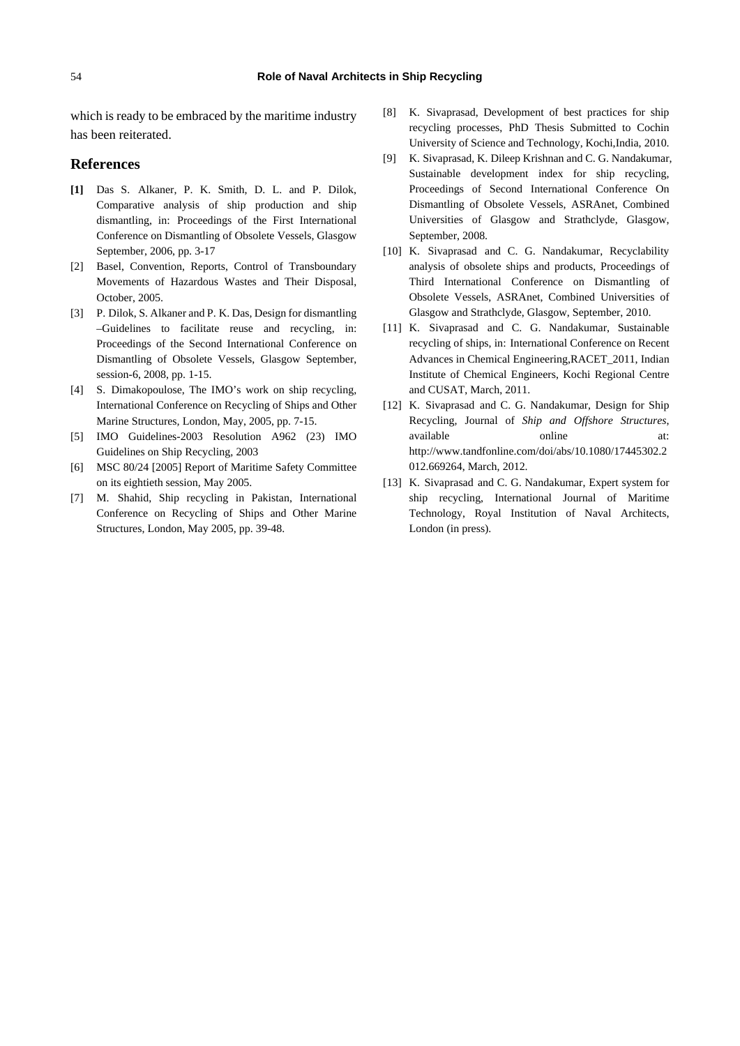which is ready to be embraced by the maritime industry has been reiterated.

## References

**[1]** Das S. Alkaner, P. K. Smith, D. L. and P. Dilok, Comparative analysis of ship production and ship dismantling, in: Proceedings of the First International Conference on Dismantling of Obsolete Vessels, Glasgow September, 2006, pp. 3-17

[2] Basel, Convention, Reports, Control of Transboundary Movements of Hazardous Wastes and Their Disposal, October, 2005.

[3] P. Dilok, S. Alkaner and P. K. Das, Design for dismantling –Guidelines to facilitate reuse and recycling, in: Proceedings of the Second International Conference on Dismantling of Obsolete Vessels, Glasgow September, session-6, 2008, pp. 1-15.

[4] S. Dimakopoulose, The IMO's work on ship recycling, International Conference on Recycling of Ships and Other Marine Structures, London, May, 2005, pp. 7-15.

[5] IMO Guidelines-2003 Resolution A962 (23) IMO Guidelines on Ship Recycling, 2003

[6] MSC 80/24 [2005] Report of Maritime Safety Committee on its eightieth session, May 2005.

[7] M. Shahid, Ship recycling in Pakistan, International Conference on Recycling of Ships and Other Marine Structures, London, May 2005, pp. 39-48.

[8] K. Sivaprasad, Development of best practices for ship recycling processes, PhD Thesis Submitted to Cochin University of Science and Technology, Kochi,India, 2010.

[9] K. Sivaprasad, K. Dileep Krishnan and C. G. Nandakumar, Sustainable development index for ship recycling, Proceedings of Second International Conference On Dismantling of Obsolete Vessels, ASRAnet, Combined Universities of Glasgow and Strathclyde, Glasgow, September, 2008.

[10] K. Sivaprasad and C. G. Nandakumar, Recyclability analysis of obsolete ships and products, Proceedings of Third International Conference on Dismantling of Obsolete Vessels, ASRAnet, Combined Universities of Glasgow and Strathclyde, Glasgow, September, 2010.

[11] K. Sivaprasad and C. G. Nandakumar, Sustainable recycling of ships, in: International Conference on Recent Advances in Chemical Engineering,RACET_2011, Indian Institute of Chemical Engineers, Kochi Regional Centre and CUSAT, March, 2011.

[12] K. Sivaprasad and C. G. Nandakumar, Design for Ship Recycling, Journal of *Ship and Offshore Structures*, available online at: http://www.tandfonline.com/doi/abs/10.1080/17445302.2012.669264, March, 2012.

[13] K. Sivaprasad and C. G. Nandakumar, Expert system for ship recycling, International Journal of Maritime Technology, Royal Institution of Naval Architects, London (in press).